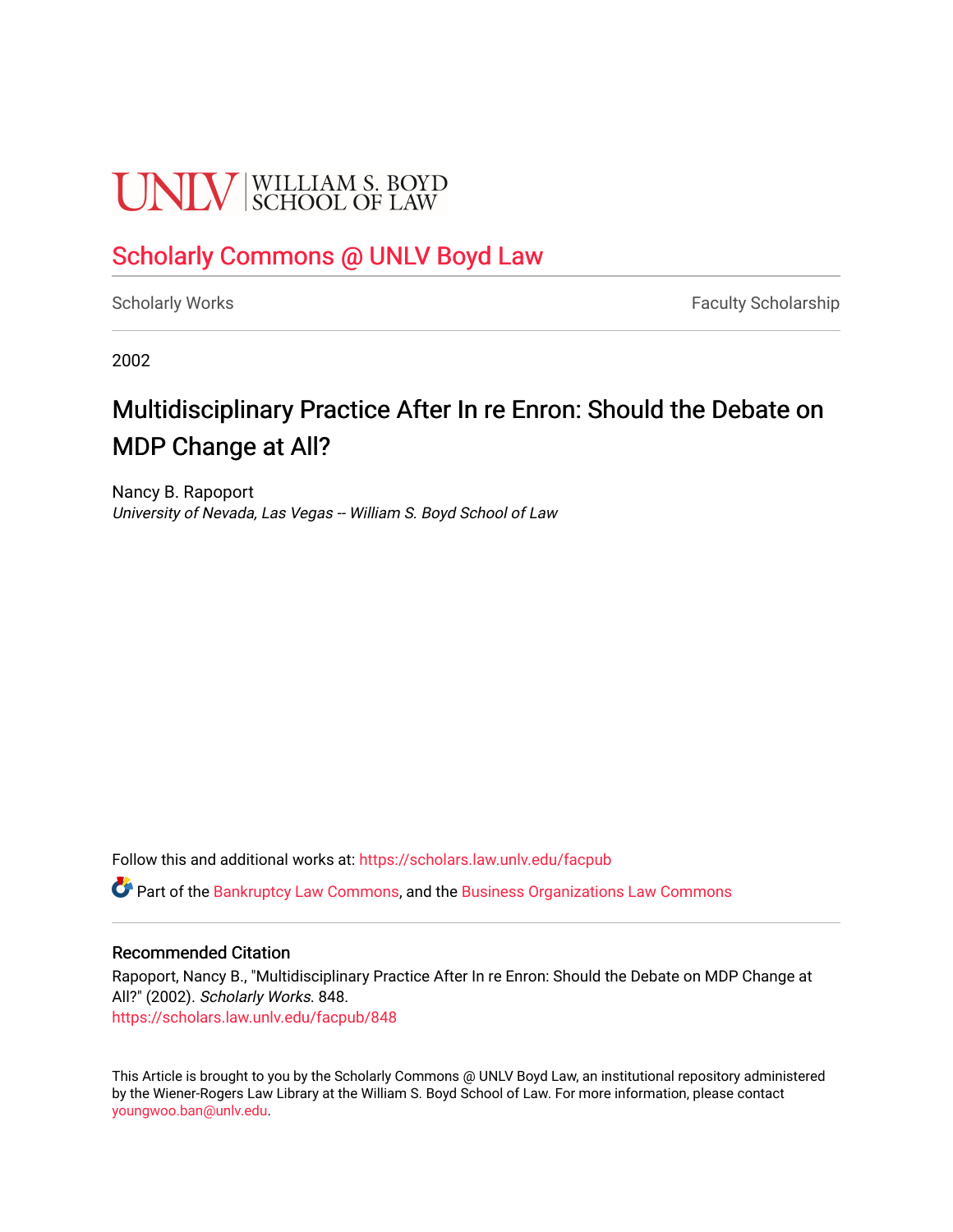UNLV | WILLIAM S. BOYD SCHOOL OF LAW

## Scholarly Commons @ UNLV Boyd Law

Scholarly Works | Faculty Scholarship

2002

# Multidisciplinary Practice After In re Enron: Should the Debate on MDP Change at All?

Nancy B. Rapoport
*University of Nevada, Las Vegas -- William S. Boyd School of Law*

Follow this and additional works at: https://scholars.law.unlv.edu/facpub

Part of the Bankruptcy Law Commons, and the Business Organizations Law Commons

### Recommended Citation

Rapoport, Nancy B., "Multidisciplinary Practice After In re Enron: Should the Debate on MDP Change at All?" (2002). *Scholarly Works*. 848.
https://scholars.law.unlv.edu/facpub/848

This Article is brought to you by the Scholarly Commons @ UNLV Boyd Law, an institutional repository administered by the Wiener-Rogers Law Library at the William S. Boyd School of Law. For more information, please contact youngwoo.ban@unlv.edu.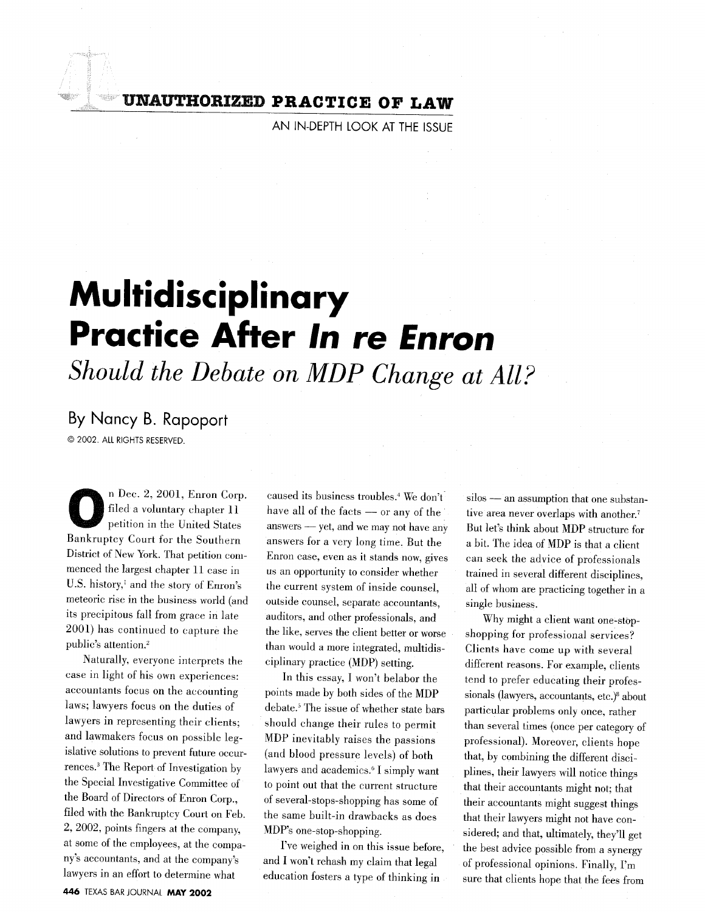UNAUTHORIZED PRACTICE OF LAW

AN IN-DEPTH LOOK AT THE ISSUE

# Multidisciplinary Practice After *In re Enron*

## *Should the Debate on MDP Change at All?*

By Nancy B. Rapoport

© 2002. ALL RIGHTS RESERVED.

On Dec. 2, 2001, Enron Corp. filed a voluntary chapter 11 petition in the United States Bankruptcy Court for the Southern District of New York. That petition commenced the largest chapter 11 case in U.S. history,[1] and the story of Enron's meteoric rise in the business world (and its precipitous fall from grace in late 2001) has continued to capture the public's attention.[2]

Naturally, everyone interprets the case in light of his own experiences: accountants focus on the accounting laws; lawyers focus on the duties of lawyers in representing their clients; and lawmakers focus on possible legislative solutions to prevent future occurrences.[3] The Report of Investigation by the Special Investigative Committee of the Board of Directors of Enron Corp., filed with the Bankruptcy Court on Feb. 2, 2002, points fingers at the company, at some of the employees, at the company's accountants, and at the company's lawyers in an effort to determine what caused its business troubles.[4] We don't have all of the facts — or any of the answers — yet, and we may not have any answers for a very long time. But the Enron case, even as it stands now, gives us an opportunity to consider whether the current system of inside counsel, outside counsel, separate accountants, auditors, and other professionals, and the like, serves the client better or worse than would a more integrated, multidisciplinary practice (MDP) setting.

In this essay, I won't belabor the points made by both sides of the MDP debate.[5] The issue of whether state bars should change their rules to permit MDP inevitably raises the passions (and blood pressure levels) of both lawyers and academics.[6] I simply want to point out that the current structure of several-stops-shopping has some of the same built-in drawbacks as does MDP's one-stop-shopping.

I've weighed in on this issue before, and I won't rehash my claim that legal education fosters a type of thinking in silos — an assumption that one substantive area never overlaps with another.[7] But let's think about MDP structure for a bit. The idea of MDP is that a client can seek the advice of professionals trained in several different disciplines, all of whom are practicing together in a single business.

Why might a client want one-stop-shopping for professional services? Clients have come up with several different reasons. For example, clients tend to prefer educating their professionals (lawyers, accountants, etc.)[8] about particular problems only once, rather than several times (once per category of professional). Moreover, clients hope that, by combining the different disciplines, their lawyers will notice things that their accountants might not; that their accountants might suggest things that their lawyers might not have considered; and that, ultimately, they'll get the best advice possible from a synergy of professional opinions. Finally, I'm sure that clients hope that the fees from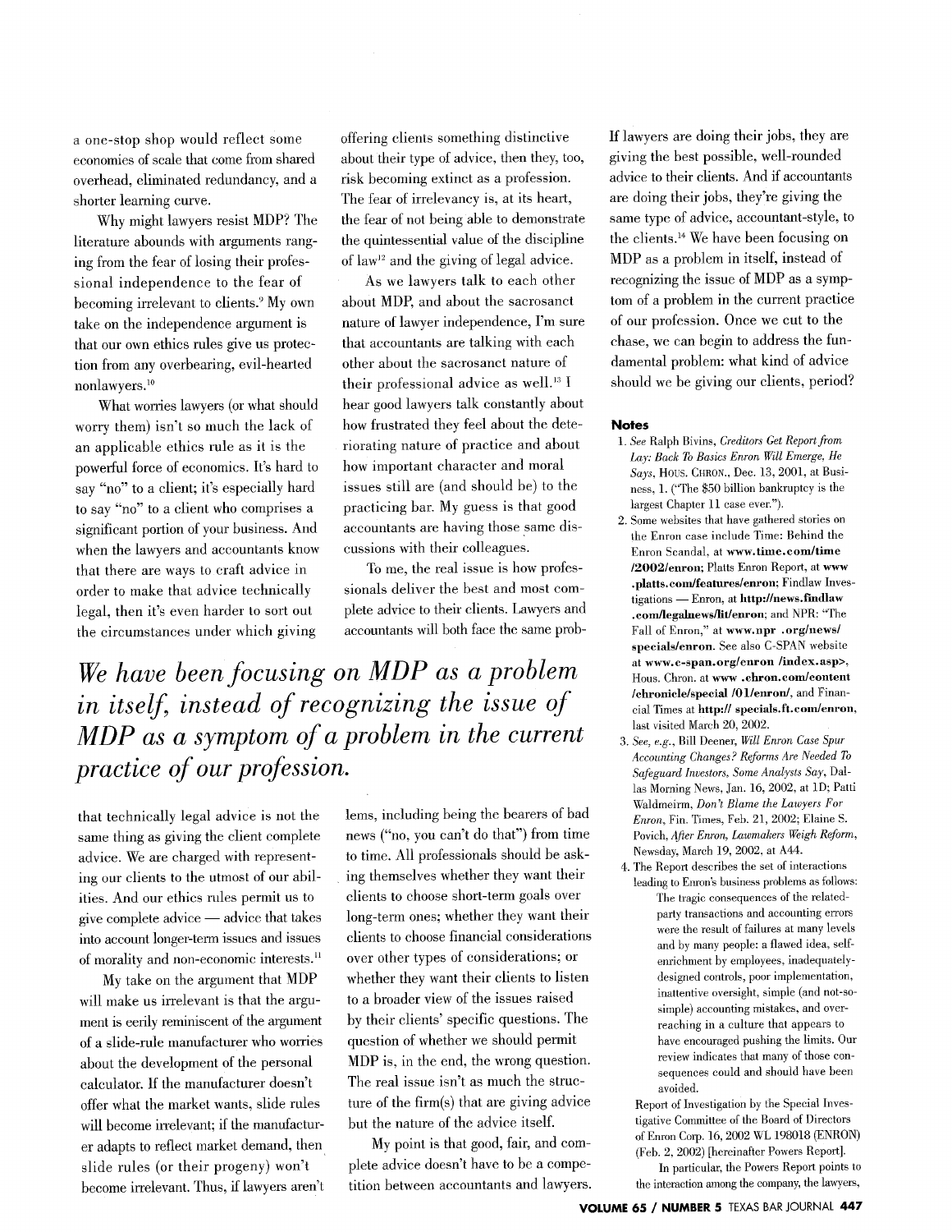a one-stop shop would reflect some economies of scale that come from shared overhead, eliminated redundancy, and a shorter learning curve.

Why might lawyers resist MDP? The literature abounds with arguments ranging from the fear of losing their professional independence to the fear of becoming irrelevant to clients.[9] My own take on the independence argument is that our own ethics rules give us protection from any overbearing, evil-hearted nonlawyers.[10]

What worries lawyers (or what should worry them) isn't so much the lack of an applicable ethics rule as it is the powerful force of economics. It's hard to say "no" to a client; it's especially hard to say "no" to a client who comprises a significant portion of your business. And when the lawyers and accountants know that there are ways to craft advice in order to make that advice technically legal, then it's even harder to sort out the circumstances under which giving that technically legal advice is not the same thing as giving the client complete advice. We are charged with representing our clients to the utmost of our abilities. And our ethics rules permit us to give complete advice — advice that takes into account longer-term issues and issues of morality and non-economic interests.[11]

My take on the argument that MDP will make us irrelevant is that the argument is eerily reminiscent of the argument of a slide-rule manufacturer who worries about the development of the personal calculator. If the manufacturer doesn't offer what the market wants, slide rules will become irrelevant; if the manufacturer adapts to reflect market demand, then slide rules (or their progeny) won't become irrelevant. Thus, if lawyers aren't offering clients something distinctive about their type of advice, then they, too, risk becoming extinct as a profession. The fear of irrelevancy is, at its heart, the fear of not being able to demonstrate the quintessential value of the discipline of law[12] and the giving of legal advice.

As we lawyers talk to each other about MDP, and about the sacrosanct nature of lawyer independence, I'm sure that accountants are talking with each other about the sacrosanct nature of their professional advice as well.[13] I hear good lawyers talk constantly about how frustrated they feel about the deteriorating nature of practice and about how important character and moral issues still are (and should be) to the practicing bar. My guess is that good accountants are having those same discussions with their colleagues.

To me, the real issue is how professionals deliver the best and most complete advice to their clients. Lawyers and accountants will both face the same problems, including being the bearers of bad news ("no, you can't do that") from time to time. All professionals should be asking themselves whether they want their clients to choose short-term goals over long-term ones; whether they want their clients to choose financial considerations over other types of considerations; or whether they want their clients to listen to a broader view of the issues raised by their clients' specific questions. The question of whether we should permit MDP is, in the end, the wrong question. The real issue isn't as much the structure of the firm(s) that are giving advice but the nature of the advice itself.

*We have been focusing on MDP as a problem in itself, instead of recognizing the issue of MDP as a symptom of a problem in the current practice of our profession.*

My point is that good, fair, and complete advice doesn't have to be a competition between accountants and lawyers. If lawyers are doing their jobs, they are giving the best possible, well-rounded advice to their clients. And if accountants are doing their jobs, they're giving the same type of advice, accountant-style, to the clients.[14] We have been focusing on MDP as a problem in itself, instead of recognizing the issue of MDP as a symptom of a problem in the current practice of our profession. Once we cut to the chase, we can begin to address the fundamental problem: what kind of advice should we be giving our clients, period?

## Notes

1. *See* Ralph Bivins, *Creditors Get Report from Lay: Back To Basics Enron Will Emerge, He Says*, HOUS. CHRON., Dec. 13, 2001, at Business, 1. ("The $50 billion bankruptcy is the largest Chapter 11 case ever.").
2. Some websites that have gathered stories on the Enron case include Time: Behind the Enron Scandal, at **www.time.com/time/2002/enron**; Platts Enron Report, at **www.platts.com/features/enron**; Findlaw Investigations — Enron, at **http://news.findlaw.com/legalnews/lit/enron**; and NPR: "The Fall of Enron," at **www.npr.org/news/specials/enron**. See also C-SPAN website at **www.c-span.org/enron/index.asp>**, Hous. Chron. at **www.chron.com/content/chronicle/special/01/enron/**, and Financial Times at **http://specials.ft.com/enron**, last visited March 20, 2002.
3. *See, e.g.*, Bill Deener, *Will Enron Case Spur Accounting Changes? Reforms Are Needed To Safeguard Investors, Some Analysts Say*, Dallas Morning News, Jan. 16, 2002, at 1D; Patti Waldmeirm, *Don't Blame the Lawyers For Enron*, Fin. Times, Feb. 21, 2002; Elaine S. Povich, *After Enron, Lawmakers Weigh Reform*, Newsday, March 19, 2002, at A44.
4. The Report describes the set of interactions leading to Enron's business problems as follows:

   > The tragic consequences of the related-party transactions and accounting errors were the result of failures at many levels and by many people: a flawed idea, self-enrichment by employees, inadequately-designed controls, poor implementation, inattentive oversight, simple (and not-so-simple) accounting mistakes, and overreaching in a culture that appears to have encouraged pushing the limits. Our review indicates that many of those consequences could and should have been avoided.

   Report of Investigation by the Special Investigative Committee of the Board of Directors of Enron Corp. 16, 2002 WL 198018 (ENRON) (Feb. 2, 2002) [hereinafter Powers Report].

   In particular, the Powers Report points to the interaction among the company, the lawyers,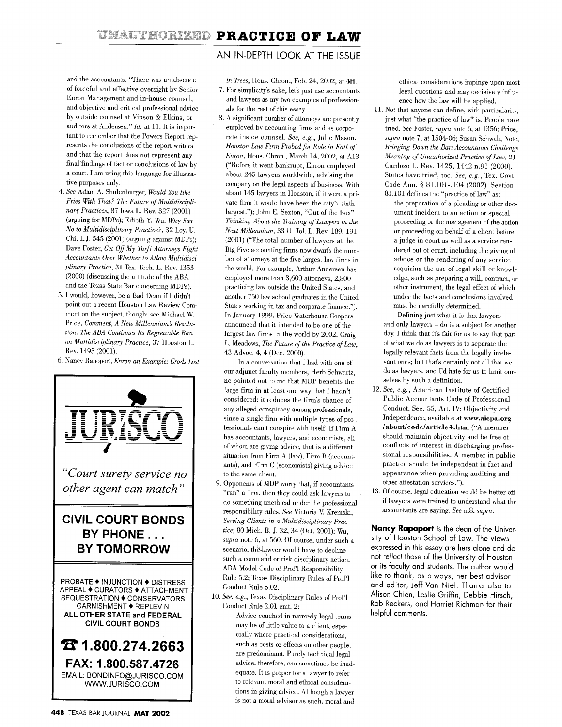and the accountants: "There was an absence of forceful and effective oversight by Senior Enron Management and in-house counsel, and objective and critical professional advice by outside counsel at Vinson & Elkins, or auditors at Andersen." *Id.* at 11. It is important to remember that the Powers Report represents the conclusions of the report writers and that the report does not represent any final findings of fact or conclusions of law by a court. I am using this language for illustrative purposes only.

4. *See* Adam A. Shulenburger, *Would You like Fries With That? The Future of Multidisciplinary Practices*, 87 Iowa L. Rev. 327 (2001) (arguing for MDPs); Edieth Y. Wu, *Why Say No to Multidisciplinary Practice?*, 32 Loy. U. Chi. L.J. 545 (2001) (arguing against MDPs); Dave Foster, *Get Off My Turf! Attorneys Fight Accountants Over Whether to Allow Multidisciplinary Practice*, 31 Tex. Tech. L. Rev. 1353 (2000) (discussing the attitude of the ABA and the Texas State Bar concerning MDPs).
5. I would, however, be a Bad Dean if I didn't point out a recent Houston Law Review Comment on the subject, though: see Michael W. Price, *Comment, A New Millennium's Resolution: The ABA Continues Its Regrettable Ban on Multidisciplinary Practice*, 37 Houston L. Rev. 1495 (2001).
6. Nancy Rapoport, *Enron an Example: Grads Lost in Trees*, Hous. Chron., Feb. 24, 2002, at 4H.
7. For simplicity's sake, let's just use accountants and lawyers as my two examples of professionals for the rest of this essay.
8. A significant number of attorneys are presently employed by accounting firms and as corporate inside counsel. *See, e.g.*, Julie Mason, *Houston Law Firm Probed for Role in Fall of Enron*, Hous. Chron., March 14, 2002, at A13 ("Before it went bankrupt, Enron employed about 245 lawyers worldwide, advising the company on the legal aspects of business. With about 145 lawyers in Houston, if it were a private firm it would have been the city's sixth-largest."); John E. Sexton, "Out of the Box" *Thinking About the Training of Lawyers in the Next Millennium*, 33 U. Tol. L. Rev. 189, 191 (2001) ("The total number of lawyers at the Big Five accounting firms now dwarfs the number of attorneys at the five largest law firms in the world. For example, Arthur Andersen has employed more than 3,600 attorneys, 2,800 practicing law outside the United States, and another 750 law school graduates in the United States working in tax and corporate finance."). In January 1999, Price Waterhouse Coopers announced that it intended to be one of the largest law firms in the world by 2002. Craig L. Meadows, *The Future of the Practice of Law*, 43 Advoc. 4, 4 (Dec. 2000).

   In a conversation that I had with one of our adjunct faculty members, Herb Schwartz, he pointed out to me that MDP benefits the large firm in at least one way that I hadn't considered: it reduces the firm's chance of any alleged conspiracy among professionals, since a single firm with multiple types of professionals can't conspire with itself. If Firm A has accountants, lawyers, and economists, all of whom are giving advice, that is a different situation from Firm A (law), Firm B (accountants), and Firm C (economists) giving advice to the same client.
9. Opponents of MDP worry that, if accountants "run" a firm, then they could ask lawyers to do something unethical under the professional responsibility rules. *See* Victoria V. Kremski, *Serving Clients in a Multidisciplinary Practice*; 80 Mich. B. J. 32, 34 (Oct. 2001); Wu, *supra* note 6, at 560. Of course, under such a scenario, the lawyer would have to decline such a command or risk disciplinary action. ABA Model Code of Prof'l Responsibility Rule 5.2; Texas Disciplinary Rules of Prof'l Conduct Rule 5.02.
10. *See, e.g.*, Texas Disciplinary Rules of Prof'l Conduct Rule 2.01 cmt. 2:

    > Advice couched in narrowly legal terms may be of little value to a client, especially where practical considerations, such as costs or effects on other people, are predominant. Purely technical legal advice, therefore, can sometimes be inadequate. It is proper for a lawyer to refer to relevant moral and ethical considerations in giving advice. Although a lawyer is not a moral advisor as such, moral and ethical considerations impinge upon most legal questions and may decisively influence how the law will be applied.

11. Not that anyone can define, with particularity, just what "the practice of law" is. People have tried. *See* Foster, *supra* note 6, at 1356; Price, *supra* note 7, at 1504-06; Susan Schwab, Note, *Bringing Down the Bar: Accountants Challenge Meaning of Unauthorized Practice of Law*, 21 Cardozo L. Rev. 1425, 1442 n.91 (2000). States have tried, too. *See, e.g.*, Tex. Govt. Code Ann. § 81.101-.104 (2002). Section 81.101 defines the "practice of law" as:

    > the preparation of a pleading or other document incident to an action or special proceeding or the management of the action or proceeding on behalf of a client before a judge in court as well as a service rendered out of court, including the giving of advice or the rendering of any service requiring the use of legal skill or knowledge, such as preparing a will, contract, or other instrument, the legal effect of which under the facts and conclusions involved must be carefully determined.

    Defining just what it is that lawyers – and only lawyers – do is a subject for another day. I think that it's fair for us to say that part of what we do as lawyers is to separate the legally relevant facts from the legally irrelevant ones; but that's certainly not all that we do as lawyers, and I'd hate for us to limit ourselves by such a definition.
12. *See, e.g.*, American Institute of Certified Public Accountants Code of Professional Conduct, Sec. 55, Art. IV: Objectivity and Independence, available at **www.aicpa.org/about/code/article4.htm** ("A member should maintain objectivity and be free of conflicts of interest in discharging professional responsibilities. A member in public practice should be independent in fact and appearance when providing auditing and other attestation services.").
13. Of course, legal education would be better off if lawyers were trained to understand what the accountants are saying. *See* n.8, *supra*.

**Nancy Rapoport** is the dean of the University of Houston School of Law. The views expressed in this essay are hers alone and do not reflect those of the University of Houston or its faculty and students. The author would like to thank, as always, her best advisor and editor, Jeff Van Niel. Thanks also to Alison Chien, Leslie Griffin, Debbie Hirsch, Rob Reckers, and Harriet Richman for their helpful comments.

JURISCO

*"Court surety service no other agent can match"*

**CIVIL COURT BONDS BY PHONE . . . BY TOMORROW**

PROBATE ♦ INJUNCTION ♦ DISTRESS
APPEAL ♦ CURATORS ♦ ATTACHMENT
SEQUESTRATION ♦ CONSERVATORS
GARNISHMENT ♦ REPLEVIN
**ALL OTHER STATE and FEDERAL CIVIL COURT BONDS**

**☎ 1.800.274.2663**

**FAX: 1.800.587.4726**

EMAIL: BONDINFO@JURISCO.COM
WWW.JURISCO.COM